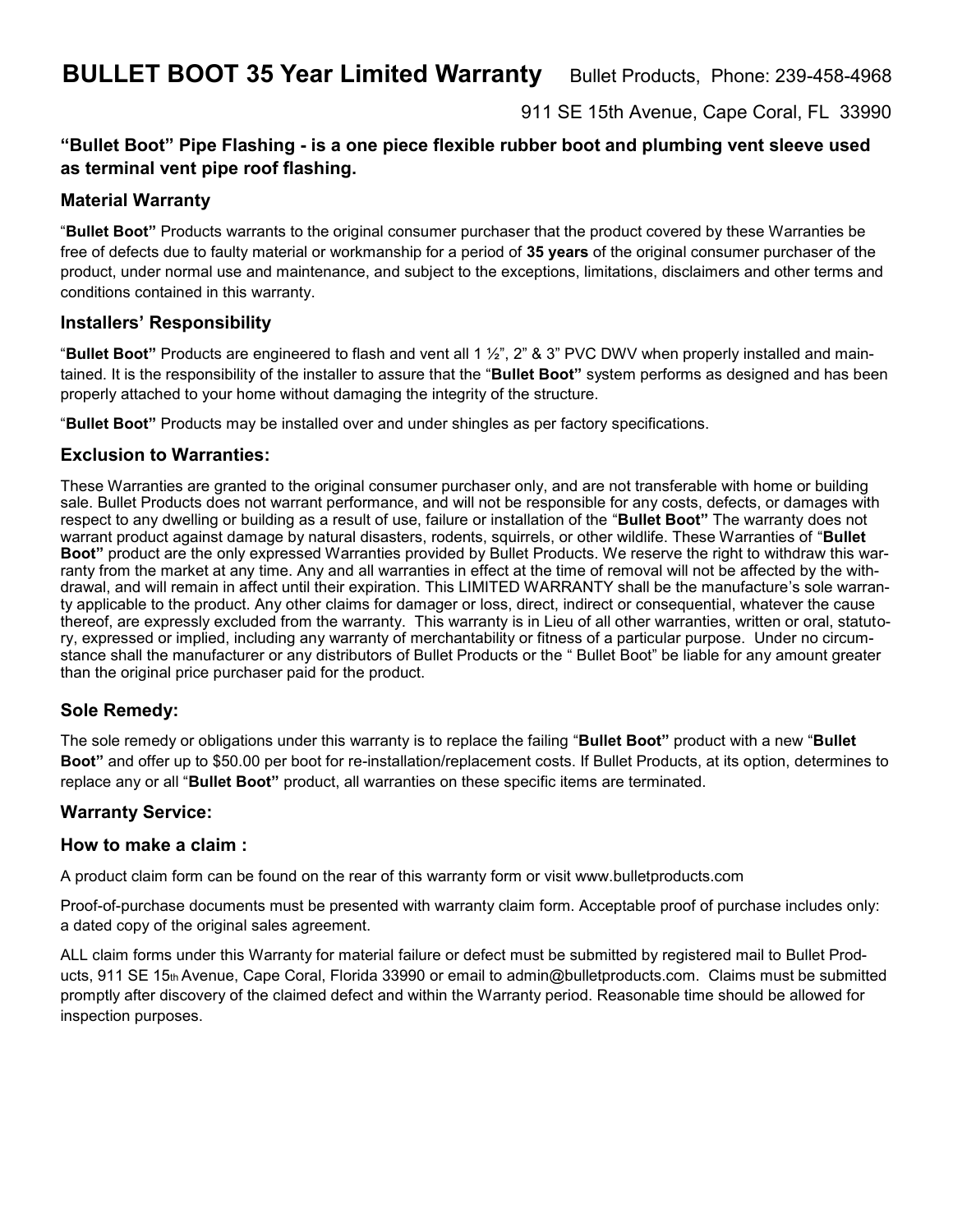# BULLET BOOT 35 Year Limited Warranty

Bullet Products, Phone: 239-458-4968

911 SE 15th Avenue, Cape Coral, FL 33990

### "Bullet Boot" Pipe Flashing - is a one piece flexible rubber boot and plumbing vent sleeve used as terminal vent pipe roof flashing.

## Material Warranty

"**Bullet Boot"** Products warrants to the original consumer purchaser that the product covered by these Warranties be free of defects due to faulty material or workmanship for a period of **35 years** of the original consumer purchaser of the product, under normal use and maintenance, and subject to the exceptions, limitations, disclaimers and other terms and conditions contained in this warranty.

## Installers' Responsibility

"**Bullet Boot"** Products are engineered to flash and vent all 1 ½", 2" & 3" PVC DWV when properly installed and maintained. It is the responsibility of the installer to assure that the "**Bullet Boot"** system performs as designed and has been properly attached to your home without damaging the integrity of the structure.

"**Bullet Boot"** Products may be installed over and under shingles as per factory specifications.

## Exclusion to Warranties:

These Warranties are granted to the original consumer purchaser only, and are not transferable with home or building sale. Bullet Products does not warrant performance, and will not be responsible for any costs, defects, or damages with respect to any dwelling or building as a result of use, failure or installation of the "**Bullet Boot"** The warranty does not warrant product against damage by natural disasters, rodents, squirrels, or other wildlife. These Warranties of "**Bullet Boot"** product are the only expressed Warranties provided by Bullet Products. We reserve the right to withdraw this warranty from the market at any time. Any and all warranties in effect at the time of removal will not be affected by the withdrawal, and will remain in affect until their expiration. This LIMITED WARRANTY shall be the manufacture's sole warranty applicable to the product. Any other claims for damager or loss, direct, indirect or consequential, whatever the cause thereof, are expressly excluded from the warranty. This warranty is in Lieu of all other warranties, written or oral, statutory, expressed or implied, including any warranty of merchantability or fitness of a particular purpose. Under no circumstance shall the manufacturer or any distributors of Bullet Products or the " Bullet Boot" be liable for any amount greater than the original price purchaser paid for the product.

## Sole Remedy:

The sole remedy or obligations under this warranty is to replace the failing "**Bullet Boot"** product with a new "**Bullet Boot"** and offer up to $50.00 per boot for re-installation/replacement costs. If Bullet Products, at its option, determines to replace any or all "**Bullet Boot"** product, all warranties on these specific items are terminated.

## Warranty Service:

## How to make a claim :

A product claim form can be found on the rear of this warranty form or visit www.bulletproducts.com

Proof-of-purchase documents must be presented with warranty claim form. Acceptable proof of purchase includes only: a dated copy of the original sales agreement.

ALL claim forms under this Warranty for material failure or defect must be submitted by registered mail to Bullet Products, 911 SE 15th Avenue, Cape Coral, Florida 33990 or email to admin@bulletproducts.com. Claims must be submitted promptly after discovery of the claimed defect and within the Warranty period. Reasonable time should be allowed for inspection purposes.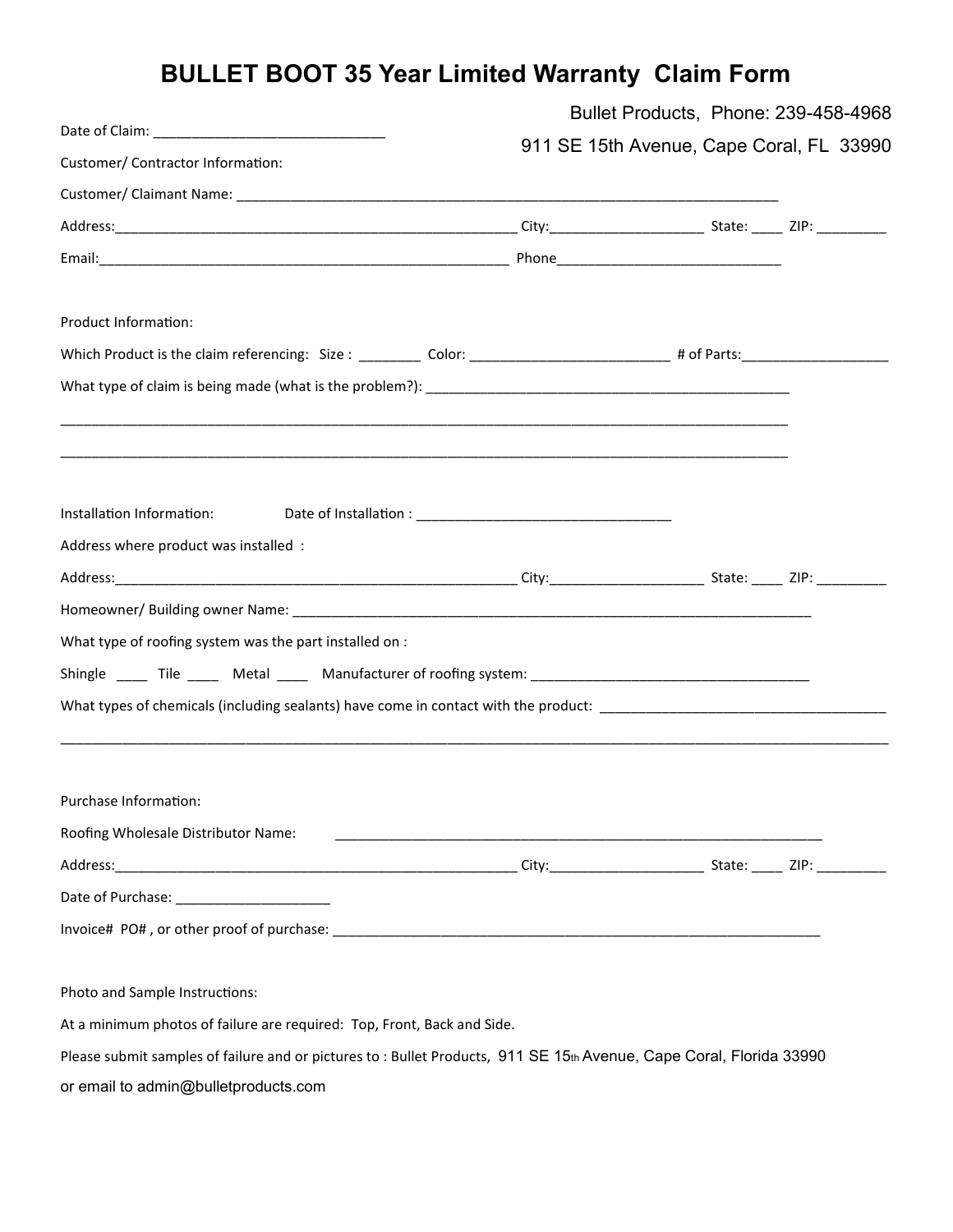# BULLET BOOT 35 Year Limited Warranty Claim Form

Bullet Products, Phone: 239-458-4968

911 SE 15th Avenue, Cape Coral, FL 33990

Date of Claim: ______________________________

Customer/ Contractor Information:

Customer/ Claimant Name: ___________________________________________________________________________

Address:_______________________________________________________ City:_____________________ State: ____ ZIP: _________

Email:_______________________________________________________ Phone______________________________

Product Information:

Which Product is the claim referencing: Size : ________ Color: ___________________________ # of Parts:___________________

What type of claim is being made (what is the problem?): __________________________________________________

____________________________________________________________________________________________________

____________________________________________________________________________________________________

Installation Information: Date of Installation : __________________________________

Address where product was installed :

Address:_______________________________________________________ City:_____________________ State: ____ ZIP: _________

Homeowner/ Building owner Name: _______________________________________________________________________

What type of roofing system was the part installed on :

Shingle ____ Tile ____ Metal ____ Manufacturer of roofing system: ______________________________________

What types of chemicals (including sealants) have come in contact with the product: ______________________________________

________________________________________________________________________________________________________________

Purchase Information:

Roofing Wholesale Distributor Name: __________________________________________________________________

Address:_______________________________________________________ City:_____________________ State: ____ ZIP: _________

Date of Purchase: ____________________

Invoice# PO# , or other proof of purchase: __________________________________________________________________

Photo and Sample Instructions:

At a minimum photos of failure are required: Top, Front, Back and Side.

Please submit samples of failure and or pictures to : Bullet Products, 911 SE 15th Avenue, Cape Coral, Florida 33990

or email to admin@bulletproducts.com